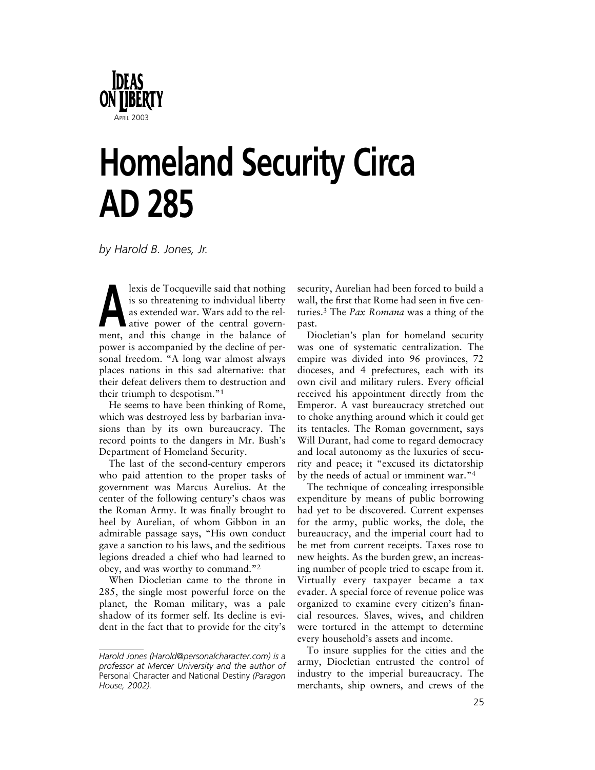IDEAS ON LIBERTY

APRIL 2003

# Homeland Security Circa AD 285

*by Harold B. Jones, Jr.*

Alexis de Tocqueville said that nothing is so threatening to individual liberty as extended war. Wars add to the relative power of the central government, and this change in the balance of power is accompanied by the decline of personal freedom. "A long war almost always places nations in this sad alternative: that their defeat delivers them to destruction and their triumph to despotism."[1]

He seems to have been thinking of Rome, which was destroyed less by barbarian invasions than by its own bureaucracy. The record points to the dangers in Mr. Bush's Department of Homeland Security.

The last of the second-century emperors who paid attention to the proper tasks of government was Marcus Aurelius. At the center of the following century's chaos was the Roman Army. It was finally brought to heel by Aurelian, of whom Gibbon in an admirable passage says, "His own conduct gave a sanction to his laws, and the seditious legions dreaded a chief who had learned to obey, and was worthy to command."[2]

When Diocletian came to the throne in 285, the single most powerful force on the planet, the Roman military, was a pale shadow of its former self. Its decline is evident in the fact that to provide for the city's security, Aurelian had been forced to build a wall, the first that Rome had seen in five centuries.[3] The *Pax Romana* was a thing of the past.

Diocletian's plan for homeland security was one of systematic centralization. The empire was divided into 96 provinces, 72 dioceses, and 4 prefectures, each with its own civil and military rulers. Every official received his appointment directly from the Emperor. A vast bureaucracy stretched out to choke anything around which it could get its tentacles. The Roman government, says Will Durant, had come to regard democracy and local autonomy as the luxuries of security and peace; it "excused its dictatorship by the needs of actual or imminent war."[4]

The technique of concealing irresponsible expenditure by means of public borrowing had yet to be discovered. Current expenses for the army, public works, the dole, the bureaucracy, and the imperial court had to be met from current receipts. Taxes rose to new heights. As the burden grew, an increasing number of people tried to escape from it. Virtually every taxpayer became a tax evader. A special force of revenue police was organized to examine every citizen's financial resources. Slaves, wives, and children were tortured in the attempt to determine every household's assets and income.

To insure supplies for the cities and the army, Diocletian entrusted the control of industry to the imperial bureaucracy. The merchants, ship owners, and crews of the

---

*Harold Jones (Harold@personalcharacter.com) is a professor at Mercer University and the author of* Personal Character and National Destiny *(Paragon House, 2002).*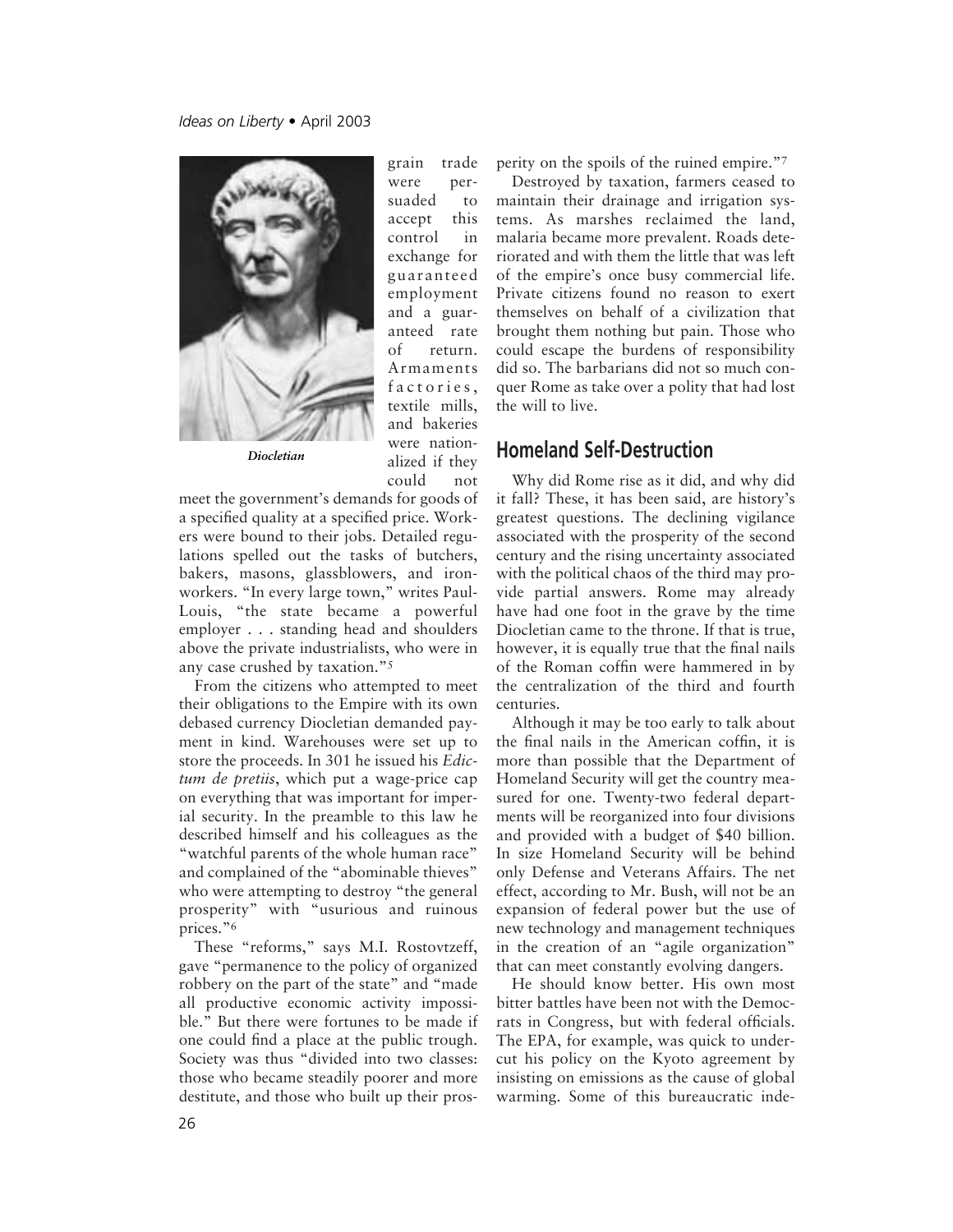grain trade were persuaded to accept this control in exchange for guaranteed employment and a guaranteed rate of return. Armaments factories, textile mills, and bakeries were nationalized if they could not meet the government's demands for goods of a specified quality at a specified price. Workers were bound to their jobs. Detailed regulations spelled out the tasks of butchers, bakers, masons, glassblowers, and ironworkers. "In every large town," writes Paul-Louis, "the state became a powerful employer . . . standing head and shoulders above the private industrialists, who were in any case crushed by taxation."[5]

*Diocletian*

From the citizens who attempted to meet their obligations to the Empire with its own debased currency Diocletian demanded payment in kind. Warehouses were set up to store the proceeds. In 301 he issued his *Edictum de pretiis*, which put a wage-price cap on everything that was important for imperial security. In the preamble to this law he described himself and his colleagues as the "watchful parents of the whole human race" and complained of the "abominable thieves" who were attempting to destroy "the general prosperity" with "usurious and ruinous prices."[6]

These "reforms," says M.I. Rostovtzeff, gave "permanence to the policy of organized robbery on the part of the state" and "made all productive economic activity impossible." But there were fortunes to be made if one could find a place at the public trough. Society was thus "divided into two classes: those who became steadily poorer and more destitute, and those who built up their prosperity on the spoils of the ruined empire."[7]

Destroyed by taxation, farmers ceased to maintain their drainage and irrigation systems. As marshes reclaimed the land, malaria became more prevalent. Roads deteriorated and with them the little that was left of the empire's once busy commercial life. Private citizens found no reason to exert themselves on behalf of a civilization that brought them nothing but pain. Those who could escape the burdens of responsibility did so. The barbarians did not so much conquer Rome as take over a polity that had lost the will to live.

## Homeland Self-Destruction

Why did Rome rise as it did, and why did it fall? These, it has been said, are history's greatest questions. The declining vigilance associated with the prosperity of the second century and the rising uncertainty associated with the political chaos of the third may provide partial answers. Rome may already have had one foot in the grave by the time Diocletian came to the throne. If that is true, however, it is equally true that the final nails of the Roman coffin were hammered in by the centralization of the third and fourth centuries.

Although it may be too early to talk about the final nails in the American coffin, it is more than possible that the Department of Homeland Security will get the country measured for one. Twenty-two federal departments will be reorganized into four divisions and provided with a budget of $40 billion. In size Homeland Security will be behind only Defense and Veterans Affairs. The net effect, according to Mr. Bush, will not be an expansion of federal power but the use of new technology and management techniques in the creation of an "agile organization" that can meet constantly evolving dangers.

He should know better. His own most bitter battles have been not with the Democrats in Congress, but with federal officials. The EPA, for example, was quick to undercut his policy on the Kyoto agreement by insisting on emissions as the cause of global warming. Some of this bureaucratic inde-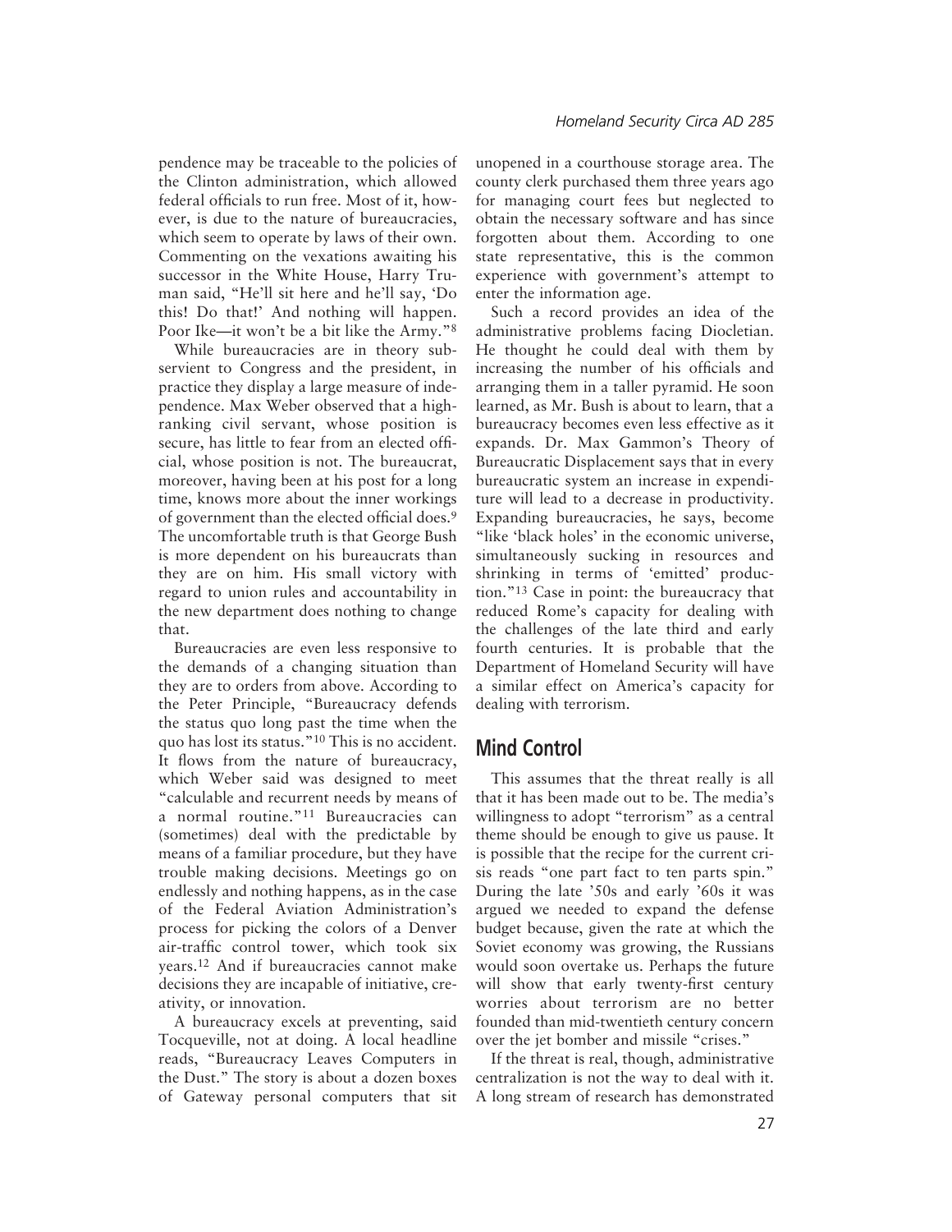pendence may be traceable to the policies of the Clinton administration, which allowed federal officials to run free. Most of it, however, is due to the nature of bureaucracies, which seem to operate by laws of their own. Commenting on the vexations awaiting his successor in the White House, Harry Truman said, "He'll sit here and he'll say, 'Do this! Do that!' And nothing will happen. Poor Ike—it won't be a bit like the Army."[8]

While bureaucracies are in theory subservient to Congress and the president, in practice they display a large measure of independence. Max Weber observed that a high-ranking civil servant, whose position is secure, has little to fear from an elected official, whose position is not. The bureaucrat, moreover, having been at his post for a long time, knows more about the inner workings of government than the elected official does.[9] The uncomfortable truth is that George Bush is more dependent on his bureaucrats than they are on him. His small victory with regard to union rules and accountability in the new department does nothing to change that.

Bureaucracies are even less responsive to the demands of a changing situation than they are to orders from above. According to the Peter Principle, "Bureaucracy defends the status quo long past the time when the quo has lost its status."[10] This is no accident. It flows from the nature of bureaucracy, which Weber said was designed to meet "calculable and recurrent needs by means of a normal routine."[11] Bureaucracies can (sometimes) deal with the predictable by means of a familiar procedure, but they have trouble making decisions. Meetings go on endlessly and nothing happens, as in the case of the Federal Aviation Administration's process for picking the colors of a Denver air-traffic control tower, which took six years.[12] And if bureaucracies cannot make decisions they are incapable of initiative, creativity, or innovation.

A bureaucracy excels at preventing, said Tocqueville, not at doing. A local headline reads, "Bureaucracy Leaves Computers in the Dust." The story is about a dozen boxes of Gateway personal computers that sit unopened in a courthouse storage area. The county clerk purchased them three years ago for managing court fees but neglected to obtain the necessary software and has since forgotten about them. According to one state representative, this is the common experience with government's attempt to enter the information age.

Such a record provides an idea of the administrative problems facing Diocletian. He thought he could deal with them by increasing the number of his officials and arranging them in a taller pyramid. He soon learned, as Mr. Bush is about to learn, that a bureaucracy becomes even less effective as it expands. Dr. Max Gammon's Theory of Bureaucratic Displacement says that in every bureaucratic system an increase in expenditure will lead to a decrease in productivity. Expanding bureaucracies, he says, become "like 'black holes' in the economic universe, simultaneously sucking in resources and shrinking in terms of 'emitted' production."[13] Case in point: the bureaucracy that reduced Rome's capacity for dealing with the challenges of the late third and early fourth centuries. It is probable that the Department of Homeland Security will have a similar effect on America's capacity for dealing with terrorism.

## Mind Control

This assumes that the threat really is all that it has been made out to be. The media's willingness to adopt "terrorism" as a central theme should be enough to give us pause. It is possible that the recipe for the current crisis reads "one part fact to ten parts spin." During the late '50s and early '60s it was argued we needed to expand the defense budget because, given the rate at which the Soviet economy was growing, the Russians would soon overtake us. Perhaps the future will show that early twenty-first century worries about terrorism are no better founded than mid-twentieth century concern over the jet bomber and missile "crises."

If the threat is real, though, administrative centralization is not the way to deal with it. A long stream of research has demonstrated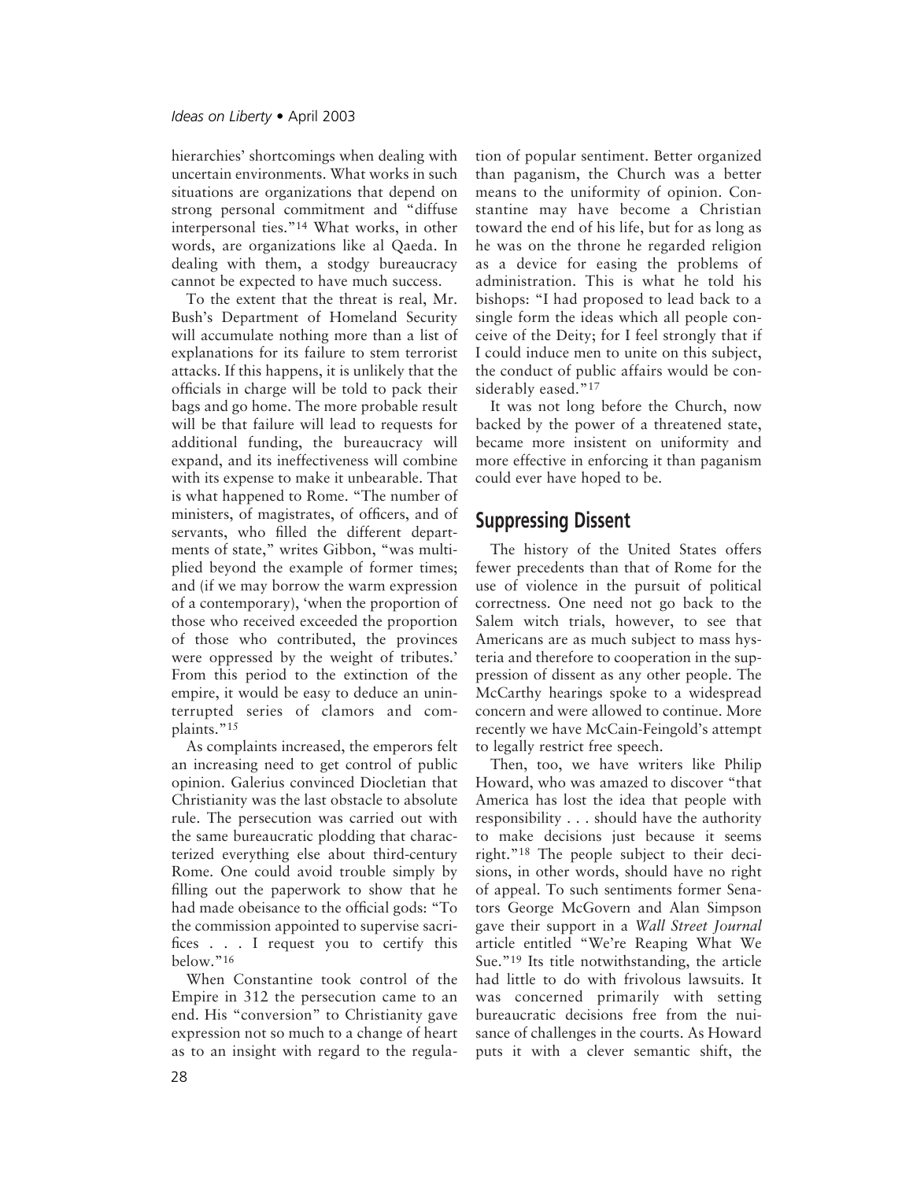hierarchies' shortcomings when dealing with uncertain environments. What works in such situations are organizations that depend on strong personal commitment and "diffuse interpersonal ties."[14] What works, in other words, are organizations like al Qaeda. In dealing with them, a stodgy bureaucracy cannot be expected to have much success.

To the extent that the threat is real, Mr. Bush's Department of Homeland Security will accumulate nothing more than a list of explanations for its failure to stem terrorist attacks. If this happens, it is unlikely that the officials in charge will be told to pack their bags and go home. The more probable result will be that failure will lead to requests for additional funding, the bureaucracy will expand, and its ineffectiveness will combine with its expense to make it unbearable. That is what happened to Rome. "The number of ministers, of magistrates, of officers, and of servants, who filled the different departments of state," writes Gibbon, "was multiplied beyond the example of former times; and (if we may borrow the warm expression of a contemporary), 'when the proportion of those who received exceeded the proportion of those who contributed, the provinces were oppressed by the weight of tributes.' From this period to the extinction of the empire, it would be easy to deduce an uninterrupted series of clamors and complaints."[15]

As complaints increased, the emperors felt an increasing need to get control of public opinion. Galerius convinced Diocletian that Christianity was the last obstacle to absolute rule. The persecution was carried out with the same bureaucratic plodding that characterized everything else about third-century Rome. One could avoid trouble simply by filling out the paperwork to show that he had made obeisance to the official gods: "To the commission appointed to supervise sacrifices . . . I request you to certify this below."[16]

When Constantine took control of the Empire in 312 the persecution came to an end. His "conversion" to Christianity gave expression not so much to a change of heart as to an insight with regard to the regulation of popular sentiment. Better organized than paganism, the Church was a better means to the uniformity of opinion. Constantine may have become a Christian toward the end of his life, but for as long as he was on the throne he regarded religion as a device for easing the problems of administration. This is what he told his bishops: "I had proposed to lead back to a single form the ideas which all people conceive of the Deity; for I feel strongly that if I could induce men to unite on this subject, the conduct of public affairs would be considerably eased."[17]

It was not long before the Church, now backed by the power of a threatened state, became more insistent on uniformity and more effective in enforcing it than paganism could ever have hoped to be.

## Suppressing Dissent

The history of the United States offers fewer precedents than that of Rome for the use of violence in the pursuit of political correctness. One need not go back to the Salem witch trials, however, to see that Americans are as much subject to mass hysteria and therefore to cooperation in the suppression of dissent as any other people. The McCarthy hearings spoke to a widespread concern and were allowed to continue. More recently we have McCain-Feingold's attempt to legally restrict free speech.

Then, too, we have writers like Philip Howard, who was amazed to discover "that America has lost the idea that people with responsibility . . . should have the authority to make decisions just because it seems right."[18] The people subject to their decisions, in other words, should have no right of appeal. To such sentiments former Senators George McGovern and Alan Simpson gave their support in a *Wall Street Journal* article entitled "We're Reaping What We Sue."[19] Its title notwithstanding, the article had little to do with frivolous lawsuits. It was concerned primarily with setting bureaucratic decisions free from the nuisance of challenges in the courts. As Howard puts it with a clever semantic shift, the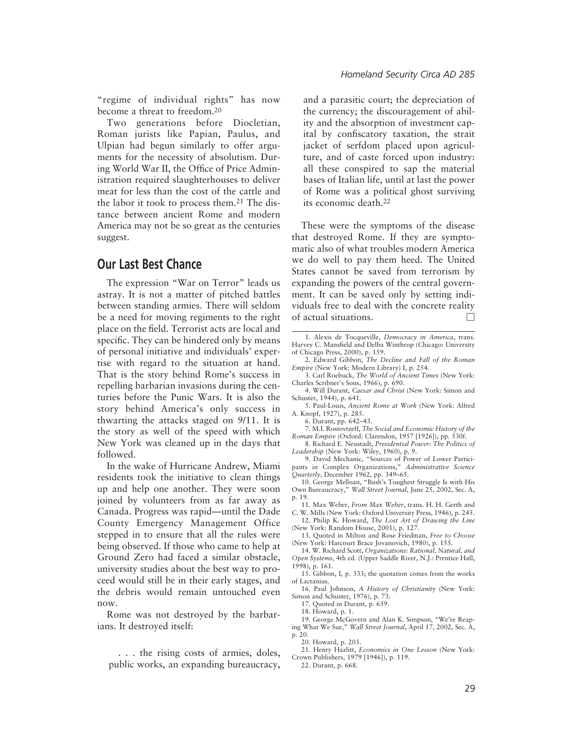"regime of individual rights" has now become a threat to freedom.[20]

Two generations before Diocletian, Roman jurists like Papian, Paulus, and Ulpian had begun similarly to offer arguments for the necessity of absolutism. During World War II, the Office of Price Administration required slaughterhouses to deliver meat for less than the cost of the cattle and the labor it took to process them.[21] The distance between ancient Rome and modern America may not be so great as the centuries suggest.

## Our Last Best Chance

The expression "War on Terror" leads us astray. It is not a matter of pitched battles between standing armies. There will seldom be a need for moving regiments to the right place on the field. Terrorist acts are local and specific. They can be hindered only by means of personal initiative and individuals' expertise with regard to the situation at hand. That is the story behind Rome's success in repelling barbarian invasions during the centuries before the Punic Wars. It is also the story behind America's only success in thwarting the attacks staged on 9/11. It is the story as well of the speed with which New York was cleaned up in the days that followed.

In the wake of Hurricane Andrew, Miami residents took the initiative to clean things up and help one another. They were soon joined by volunteers from as far away as Canada. Progress was rapid—until the Dade County Emergency Management Office stepped in to ensure that all the rules were being observed. If those who came to help at Ground Zero had faced a similar obstacle, university studies about the best way to proceed would still be in their early stages, and the debris would remain untouched even now.

Rome was not destroyed by the barbarians. It destroyed itself:

> . . . the rising costs of armies, doles, public works, an expanding bureaucracy, and a parasitic court; the depreciation of the currency; the discouragement of ability and the absorption of investment capital by confiscatory taxation, the strait jacket of serfdom placed upon agriculture, and of caste forced upon industry: all these conspired to sap the material bases of Italian life, until at last the power of Rome was a political ghost surviving its economic death.[22]

These were the symptoms of the disease that destroyed Rome. If they are symptomatic also of what troubles modern America we do well to pay them heed. The United States cannot be saved from terrorism by expanding the powers of the central government. It can be saved only by setting individuals free to deal with the concrete reality of actual situations. □

---

1. Alexis de Tocqueville, *Democracy in America*, trans. Harvey C. Mansfield and Delba Winthrop (Chicago: University of Chicago Press, 2000), p. 159.
2. Edward Gibbon, *The Decline and Fall of the Roman Empire* (New York: Modern Library) I, p. 254.
3. Carl Roebuck, *The World of Ancient Times* (New York: Charles Scribner's Sons, 1966), p. 690.
4. Will Durant, *Caesar and Christ* (New York: Simon and Schuster, 1944), p. 641.
5. Paul-Louis, *Ancient Rome at Work* (New York: Alfred A. Knopf, 1927), p. 285.
6. Durant, pp. 642–43.
7. M.I. Rostovtzeff, *The Social and Economic History of the Roman Empire* (Oxford: Clarendon, 1957 [1926]), pp. 530f.
8. Richard E. Neustadt, *Presidential Power: The Politics of Leadership* (New York: Wiley, 1960), p. 9.
9. David Mechanic, "Sources of Power of Lower Participants in Complex Organizations," *Administrative Science Quarterly*, December 1962, pp. 349–65.
10. George Melloan, "Bush's Toughest Struggle Is with His Own Bureaucracy," *Wall Street Journal*, June 25, 2002, Sec. A, p. 19.
11. Max Weber, *From Max Weber*, trans. H. H. Gerth and C. W. Mills (New York: Oxford University Press, 1946), p. 245.
12. Philip K. Howard, *The Lost Art of Drawing the Line* (New York: Random House, 2001), p. 127.
13. Quoted in Milton and Rose Friedman, *Free to Choose* (New York: Harcourt Brace Jovanovich, 1980), p. 155.
14. W. Richard Scott, *Organizations: Rational, Natural, and Open Systems*, 4th ed. (Upper Saddle River, N.J.: Prentice Hall, 1998), p. 161.
15. Gibbon, I, p. 333; the quotation comes from the works of Lactanius.
16. Paul Johnson, *A History of Christianity* (New York: Simon and Schuster, 1976), p. 73.
17. Quoted in Durant, p. 659.
18. Howard, p. 1.
19. George McGovern and Alan K. Simpson, "We're Reaping What We Sue," *Wall Street Journal*, April 17, 2002, Sec. A, p. 20.
20. Howard, p. 203.
21. Henry Hazlitt, *Economics in One Lesson* (New York: Crown Publishers, 1979 [1946]), p. 119.
22. Durant, p. 668.